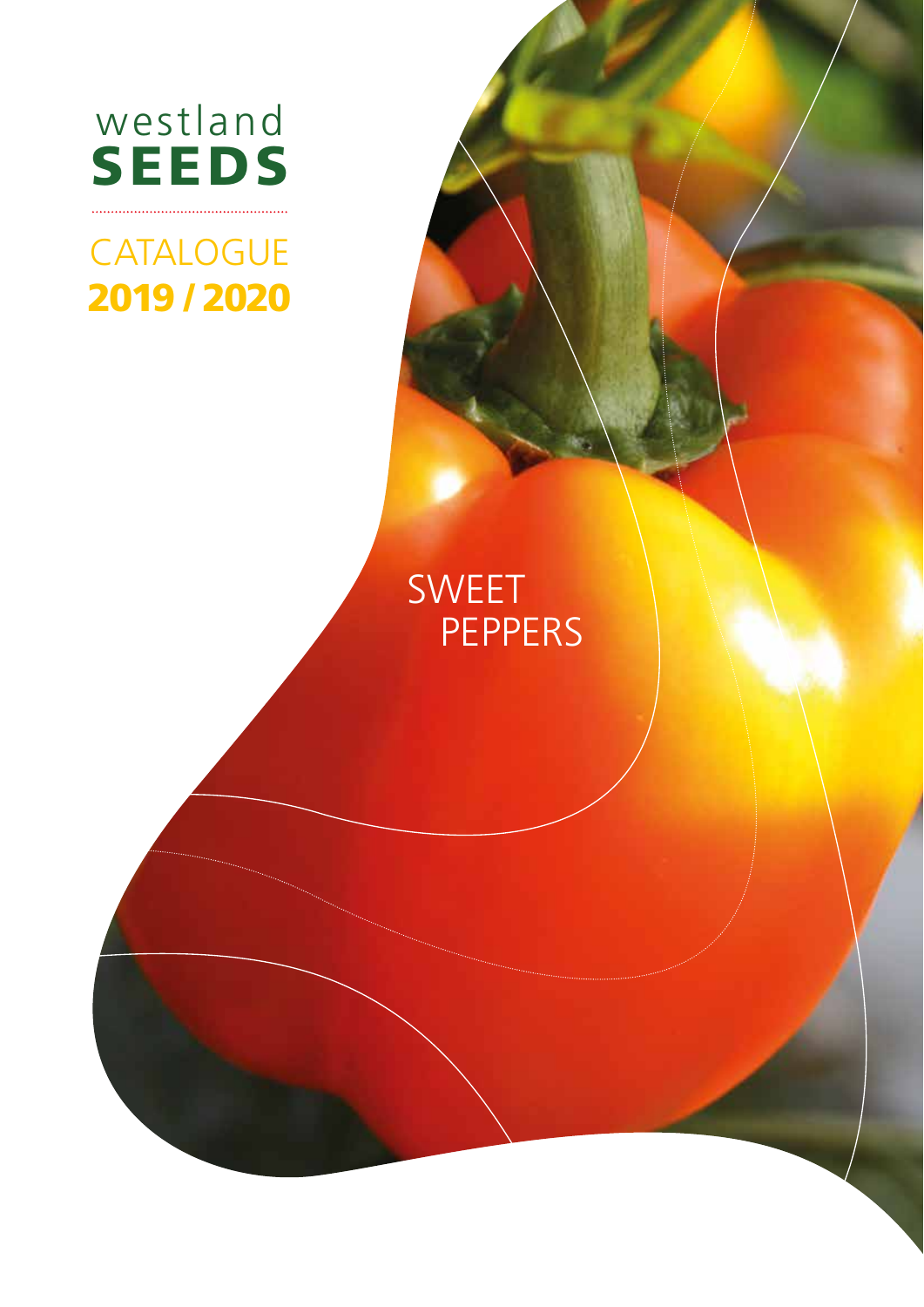westland
**SEEDS**

CATALOGUE
**2019 / 2020**

# SWEET PEPPERS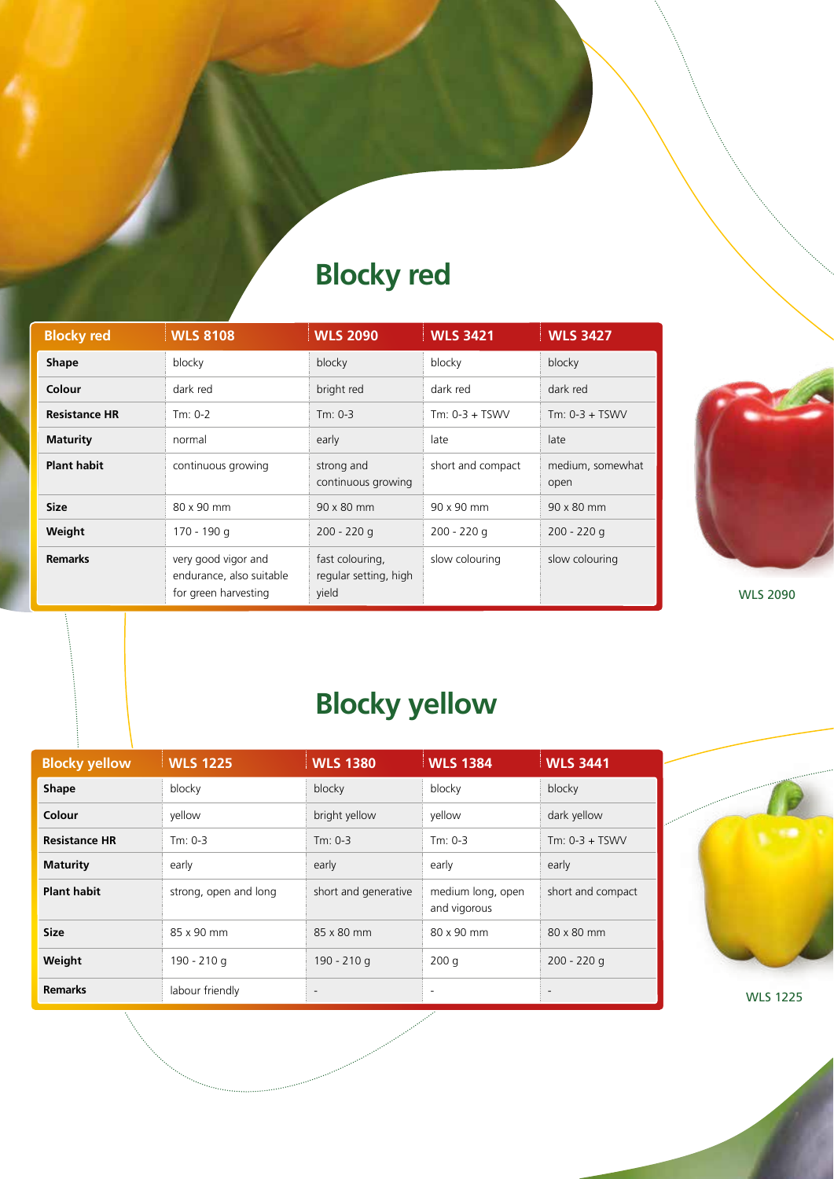# Blocky red

| Blocky red | WLS 8108 | WLS 2090 | WLS 3421 | WLS 3427 |
|---|---|---|---|---|
| **Shape** | blocky | blocky | blocky | blocky |
| **Colour** | dark red | bright red | dark red | dark red |
| **Resistance HR** | Tm: 0-2 | Tm: 0-3 | Tm: 0-3 + TSWV | Tm: 0-3 + TSWV |
| **Maturity** | normal | early | late | late |
| **Plant habit** | continuous growing | strong and continuous growing | short and compact | medium, somewhat open |
| **Size** | 80 x 90 mm | 90 x 80 mm | 90 x 90 mm | 90 x 80 mm |
| **Weight** | 170 - 190 g | 200 - 220 g | 200 - 220 g | 200 - 220 g |
| **Remarks** | very good vigor and endurance, also suitable for green harvesting | fast colouring, regular setting, high yield | slow colouring | slow colouring |

WLS 2090

# Blocky yellow

| Blocky yellow | WLS 1225 | WLS 1380 | WLS 1384 | WLS 3441 |
|---|---|---|---|---|
| **Shape** | blocky | blocky | blocky | blocky |
| **Colour** | yellow | bright yellow | yellow | dark yellow |
| **Resistance HR** | Tm: 0-3 | Tm: 0-3 | Tm: 0-3 | Tm: 0-3 + TSWV |
| **Maturity** | early | early | early | early |
| **Plant habit** | strong, open and long | short and generative | medium long, open and vigorous | short and compact |
| **Size** | 85 x 90 mm | 85 x 80 mm | 80 x 90 mm | 80 x 80 mm |
| **Weight** | 190 - 210 g | 190 - 210 g | 200 g | 200 - 220 g |
| **Remarks** | labour friendly | - | - | - |

WLS 1225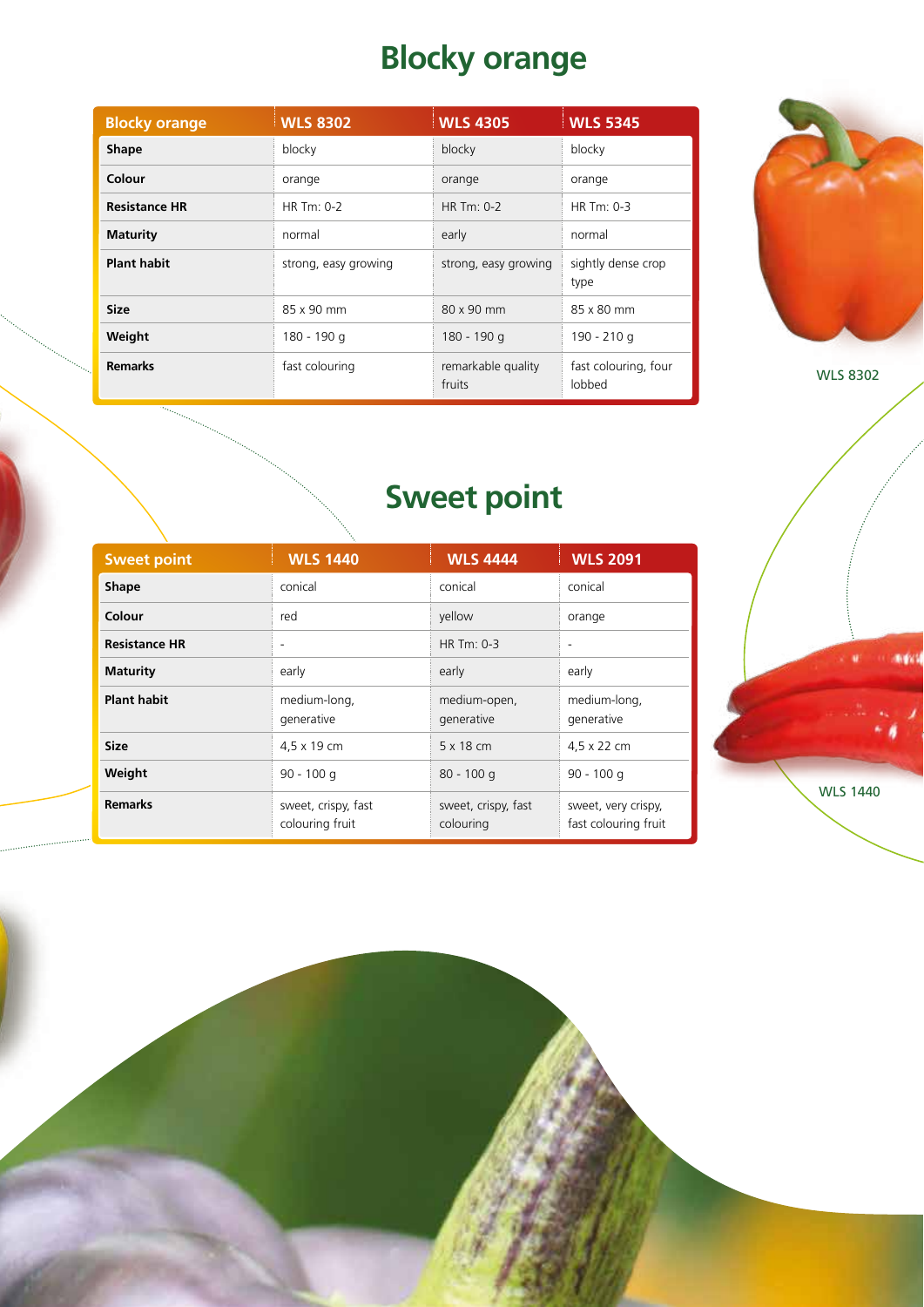# Blocky orange

| Blocky orange | WLS 8302 | WLS 4305 | WLS 5345 |
|---|---|---|---|
| **Shape** | blocky | blocky | blocky |
| **Colour** | orange | orange | orange |
| **Resistance HR** | HR Tm: 0-2 | HR Tm: 0-2 | HR Tm: 0-3 |
| **Maturity** | normal | early | normal |
| **Plant habit** | strong, easy growing | strong, easy growing | sightly dense crop type |
| **Size** | 85 x 90 mm | 80 x 90 mm | 85 x 80 mm |
| **Weight** | 180 - 190 g | 180 - 190 g | 190 - 210 g |
| **Remarks** | fast colouring | remarkable quality fruits | fast colouring, four lobbed |

WLS 8302

# Sweet point

| Sweet point | WLS 1440 | WLS 4444 | WLS 2091 |
|---|---|---|---|
| **Shape** | conical | conical | conical |
| **Colour** | red | yellow | orange |
| **Resistance HR** | - | HR Tm: 0-3 | - |
| **Maturity** | early | early | early |
| **Plant habit** | medium-long, generative | medium-open, generative | medium-long, generative |
| **Size** | 4,5 x 19 cm | 5 x 18 cm | 4,5 x 22 cm |
| **Weight** | 90 - 100 g | 80 - 100 g | 90 - 100 g |
| **Remarks** | sweet, crispy, fast colouring fruit | sweet, crispy, fast colouring | sweet, very crispy, fast colouring fruit |

WLS 1440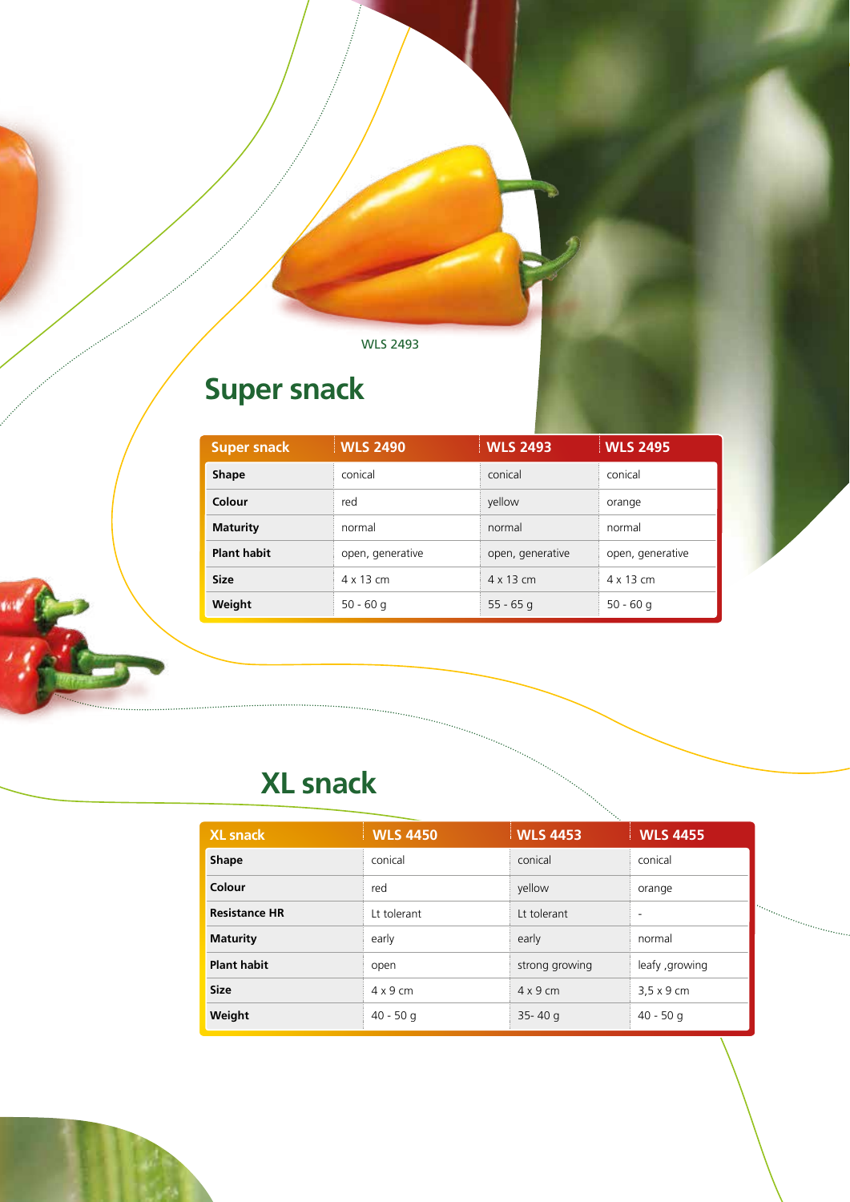WLS 2493

## Super snack

| Super snack | WLS 2490 | WLS 2493 | WLS 2495 |
|---|---|---|---|
| **Shape** | conical | conical | conical |
| **Colour** | red | yellow | orange |
| **Maturity** | normal | normal | normal |
| **Plant habit** | open, generative | open, generative | open, generative |
| **Size** | 4 x 13 cm | 4 x 13 cm | 4 x 13 cm |
| **Weight** | 50 - 60 g | 55 - 65 g | 50 - 60 g |

## XL snack

| XL snack | WLS 4450 | WLS 4453 | WLS 4455 |
|---|---|---|---|
| **Shape** | conical | conical | conical |
| **Colour** | red | yellow | orange |
| **Resistance HR** | Lt tolerant | Lt tolerant | - |
| **Maturity** | early | early | normal |
| **Plant habit** | open | strong growing | leafy ,growing |
| **Size** | 4 x 9 cm | 4 x 9 cm | 3,5 x 9 cm |
| **Weight** | 40 - 50 g | 35- 40 g | 40 - 50 g |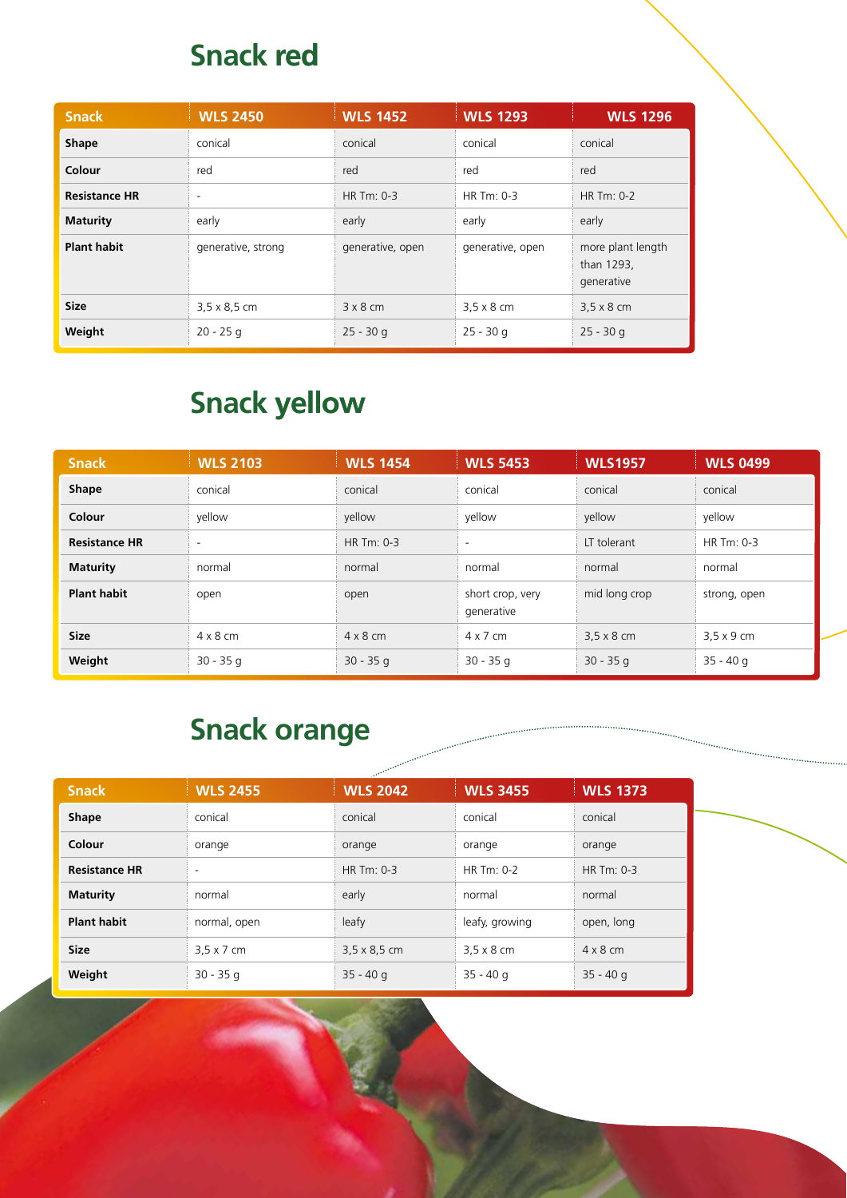## Snack red

| Snack | WLS 2450 | WLS 1452 | WLS 1293 | WLS 1296 |
|---|---|---|---|---|
| **Shape** | conical | conical | conical | conical |
| **Colour** | red | red | red | red |
| **Resistance HR** | - | HR Tm: 0-3 | HR Tm: 0-3 | HR Tm: 0-2 |
| **Maturity** | early | early | early | early |
| **Plant habit** | generative, strong | generative, open | generative, open | more plant length than 1293, generative |
| **Size** | 3,5 x 8,5 cm | 3 x 8 cm | 3,5 x 8 cm | 3,5 x 8 cm |
| **Weight** | 20 - 25 g | 25 - 30 g | 25 - 30 g | 25 - 30 g |

## Snack yellow

| Snack | WLS 2103 | WLS 1454 | WLS 5453 | WLS1957 | WLS 0499 |
|---|---|---|---|---|---|
| **Shape** | conical | conical | conical | conical | conical |
| **Colour** | yellow | yellow | yellow | yellow | yellow |
| **Resistance HR** | - | HR Tm: 0-3 | - | LT tolerant | HR Tm: 0-3 |
| **Maturity** | normal | normal | normal | normal | normal |
| **Plant habit** | open | open | short crop, very generative | mid long crop | strong, open |
| **Size** | 4 x 8 cm | 4 x 8 cm | 4 x 7 cm | 3,5 x 8 cm | 3,5 x 9 cm |
| **Weight** | 30 - 35 g | 30 - 35 g | 30 - 35 g | 30 - 35 g | 35 - 40 g |

## Snack orange

| Snack | WLS 2455 | WLS 2042 | WLS 3455 | WLS 1373 |
|---|---|---|---|---|
| **Shape** | conical | conical | conical | conical |
| **Colour** | orange | orange | orange | orange |
| **Resistance HR** | - | HR Tm: 0-3 | HR Tm: 0-2 | HR Tm: 0-3 |
| **Maturity** | normal | early | normal | normal |
| **Plant habit** | normal, open | leafy | leafy, growing | open, long |
| **Size** | 3,5 x 7 cm | 3,5 x 8,5 cm | 3,5 x 8 cm | 4 x 8 cm |
| **Weight** | 30 - 35 g | 35 - 40 g | 35 - 40 g | 35 - 40 g |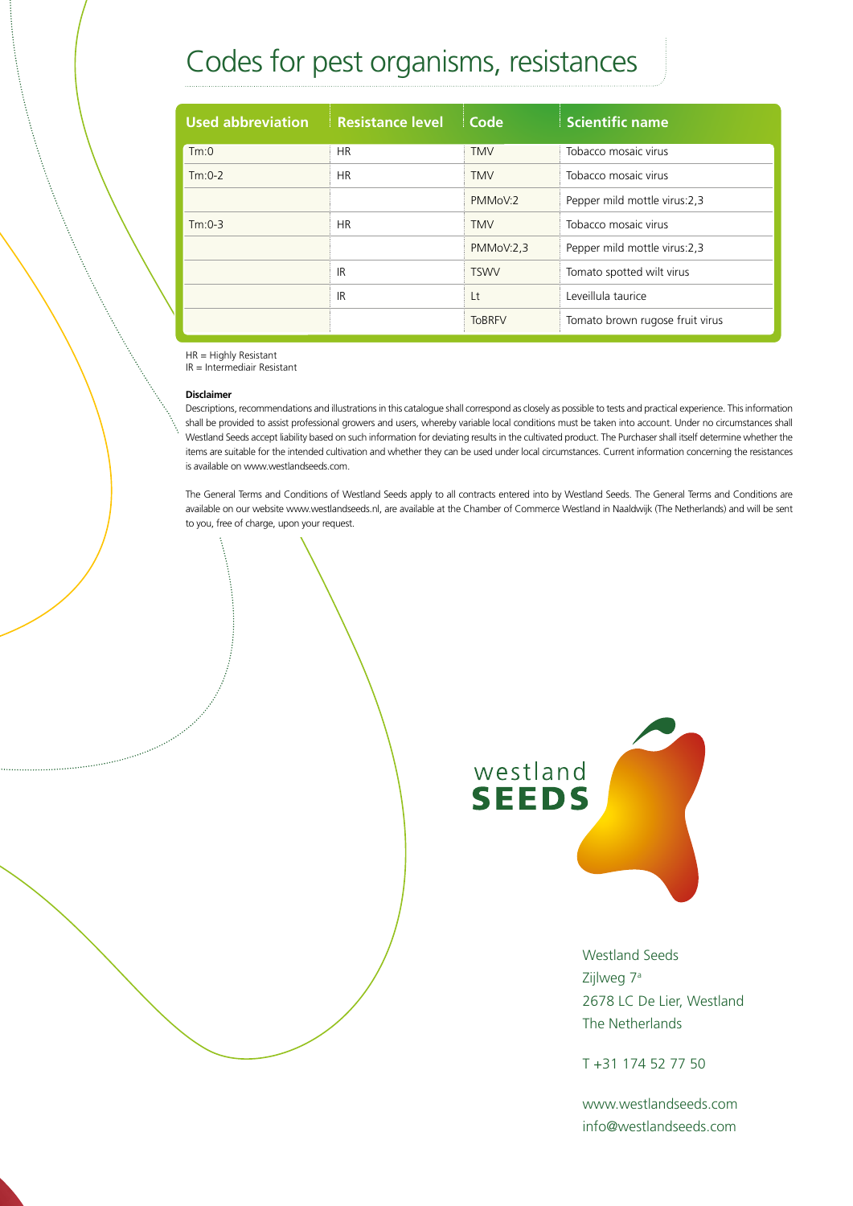# Codes for pest organisms, resistances

| Used abbreviation | Resistance level | Code | Scientific name |
|---|---|---|---|
| Tm:0 | HR | TMV | Tobacco mosaic virus |
| Tm:0-2 | HR | TMV | Tobacco mosaic virus |
| | | PMMoV:2 | Pepper mild mottle virus:2,3 |
| Tm:0-3 | HR | TMV | Tobacco mosaic virus |
| | | PMMoV:2,3 | Pepper mild mottle virus:2,3 |
| | IR | TSWV | Tomato spotted wilt virus |
| | IR | Lt | Leveillula taurice |
| | | ToBRFV | Tomato brown rugose fruit virus |

HR = Highly Resistant
IR = Intermediair Resistant

**Disclaimer**

Descriptions, recommendations and illustrations in this catalogue shall correspond as closely as possible to tests and practical experience. This information shall be provided to assist professional growers and users, whereby variable local conditions must be taken into account. Under no circumstances shall Westland Seeds accept liability based on such information for deviating results in the cultivated product. The Purchaser shall itself determine whether the items are suitable for the intended cultivation and whether they can be used under local circumstances. Current information concerning the resistances is available on www.westlandseeds.com.

The General Terms and Conditions of Westland Seeds apply to all contracts entered into by Westland Seeds. The General Terms and Conditions are available on our website www.westlandseeds.nl, are available at the Chamber of Commerce Westland in Naaldwijk (The Netherlands) and will be sent to you, free of charge, upon your request.

westland
**SEEDS**

Westland Seeds
Zijlweg 7[a]
2678 LC De Lier, Westland
The Netherlands

T +31 174 52 77 50

www.westlandseeds.com
info@westlandseeds.com